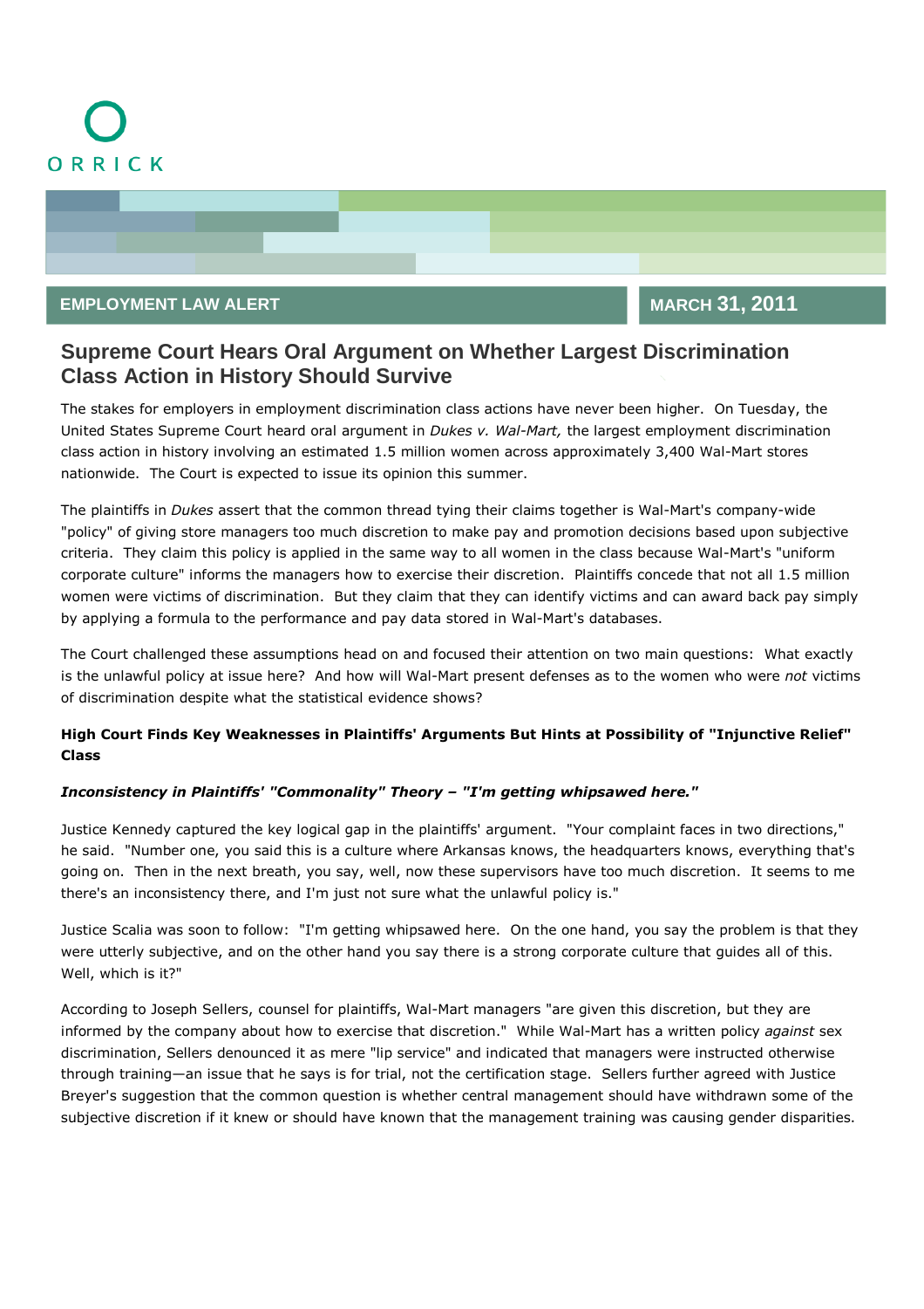ORRICK

**EMPLOYMENT LAW ALERT** | **MARCH 31, 2011**

# Supreme Court Hears Oral Argument on Whether Largest Discrimination Class Action in History Should Survive

The stakes for employers in employment discrimination class actions have never been higher. On Tuesday, the United States Supreme Court heard oral argument in *Dukes v. Wal-Mart,* the largest employment discrimination class action in history involving an estimated 1.5 million women across approximately 3,400 Wal-Mart stores nationwide. The Court is expected to issue its opinion this summer.

The plaintiffs in *Dukes* assert that the common thread tying their claims together is Wal-Mart's company-wide "policy" of giving store managers too much discretion to make pay and promotion decisions based upon subjective criteria. They claim this policy is applied in the same way to all women in the class because Wal-Mart's "uniform corporate culture" informs the managers how to exercise their discretion. Plaintiffs concede that not all 1.5 million women were victims of discrimination. But they claim that they can identify victims and can award back pay simply by applying a formula to the performance and pay data stored in Wal-Mart's databases.

The Court challenged these assumptions head on and focused their attention on two main questions: What exactly is the unlawful policy at issue here? And how will Wal-Mart present defenses as to the women who were *not* victims of discrimination despite what the statistical evidence shows?

### High Court Finds Key Weaknesses in Plaintiffs' Arguments But Hints at Possibility of "Injunctive Relief" Class

#### *Inconsistency in Plaintiffs' "Commonality" Theory – "I'm getting whipsawed here."*

Justice Kennedy captured the key logical gap in the plaintiffs' argument. "Your complaint faces in two directions," he said. "Number one, you said this is a culture where Arkansas knows, the headquarters knows, everything that's going on. Then in the next breath, you say, well, now these supervisors have too much discretion. It seems to me there's an inconsistency there, and I'm just not sure what the unlawful policy is."

Justice Scalia was soon to follow: "I'm getting whipsawed here. On the one hand, you say the problem is that they were utterly subjective, and on the other hand you say there is a strong corporate culture that guides all of this. Well, which is it?"

According to Joseph Sellers, counsel for plaintiffs, Wal-Mart managers "are given this discretion, but they are informed by the company about how to exercise that discretion." While Wal-Mart has a written policy *against* sex discrimination, Sellers denounced it as mere "lip service" and indicated that managers were instructed otherwise through training—an issue that he says is for trial, not the certification stage. Sellers further agreed with Justice Breyer's suggestion that the common question is whether central management should have withdrawn some of the subjective discretion if it knew or should have known that the management training was causing gender disparities.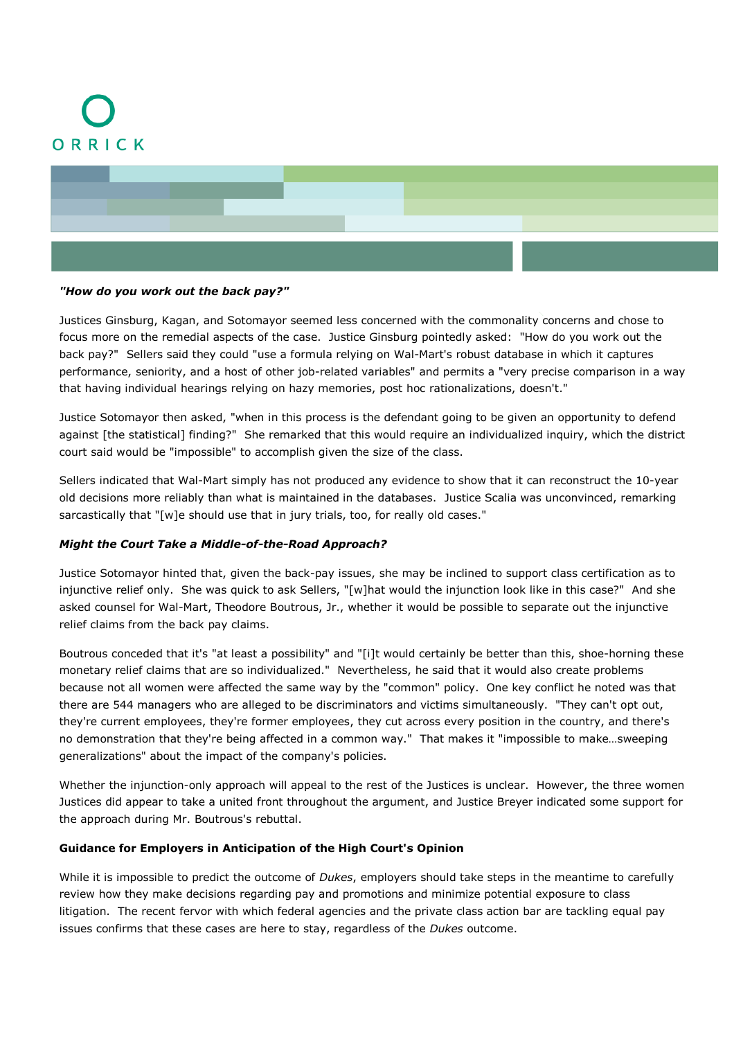***"How do you work out the back pay?"***

Justices Ginsburg, Kagan, and Sotomayor seemed less concerned with the commonality concerns and chose to focus more on the remedial aspects of the case. Justice Ginsburg pointedly asked: "How do you work out the back pay?" Sellers said they could "use a formula relying on Wal-Mart's robust database in which it captures performance, seniority, and a host of other job-related variables" and permits a "very precise comparison in a way that having individual hearings relying on hazy memories, post hoc rationalizations, doesn't."

Justice Sotomayor then asked, "when in this process is the defendant going to be given an opportunity to defend against [the statistical] finding?" She remarked that this would require an individualized inquiry, which the district court said would be "impossible" to accomplish given the size of the class.

Sellers indicated that Wal-Mart simply has not produced any evidence to show that it can reconstruct the 10-year old decisions more reliably than what is maintained in the databases. Justice Scalia was unconvinced, remarking sarcastically that "[w]e should use that in jury trials, too, for really old cases."

***Might the Court Take a Middle-of-the-Road Approach?***

Justice Sotomayor hinted that, given the back-pay issues, she may be inclined to support class certification as to injunctive relief only. She was quick to ask Sellers, "[w]hat would the injunction look like in this case?" And she asked counsel for Wal-Mart, Theodore Boutrous, Jr., whether it would be possible to separate out the injunctive relief claims from the back pay claims.

Boutrous conceded that it's "at least a possibility" and "[i]t would certainly be better than this, shoe-horning these monetary relief claims that are so individualized." Nevertheless, he said that it would also create problems because not all women were affected the same way by the "common" policy. One key conflict he noted was that there are 544 managers who are alleged to be discriminators and victims simultaneously. "They can't opt out, they're current employees, they're former employees, they cut across every position in the country, and there's no demonstration that they're being affected in a common way." That makes it "impossible to make…sweeping generalizations" about the impact of the company's policies.

Whether the injunction-only approach will appeal to the rest of the Justices is unclear. However, the three women Justices did appear to take a united front throughout the argument, and Justice Breyer indicated some support for the approach during Mr. Boutrous's rebuttal.

**Guidance for Employers in Anticipation of the High Court's Opinion**

While it is impossible to predict the outcome of *Dukes*, employers should take steps in the meantime to carefully review how they make decisions regarding pay and promotions and minimize potential exposure to class litigation. The recent fervor with which federal agencies and the private class action bar are tackling equal pay issues confirms that these cases are here to stay, regardless of the *Dukes* outcome.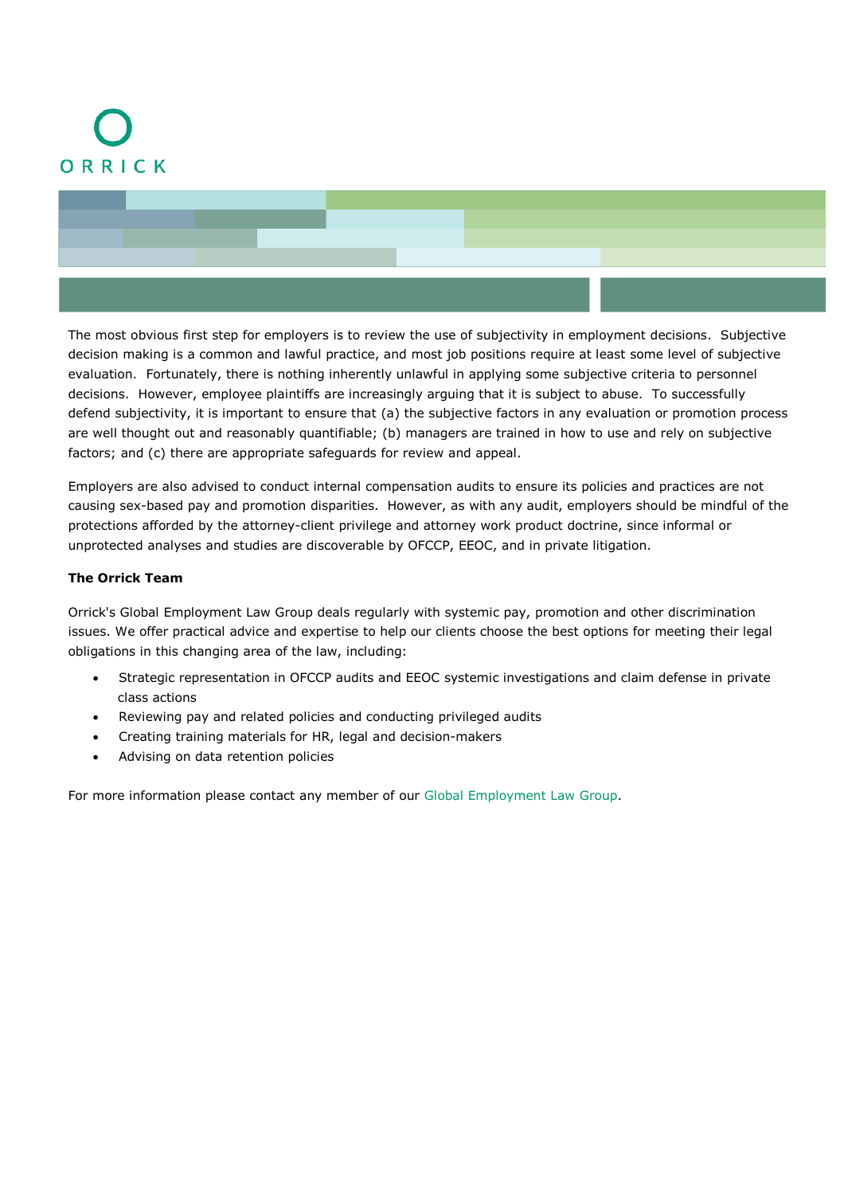The most obvious first step for employers is to review the use of subjectivity in employment decisions. Subjective decision making is a common and lawful practice, and most job positions require at least some level of subjective evaluation. Fortunately, there is nothing inherently unlawful in applying some subjective criteria to personnel decisions. However, employee plaintiffs are increasingly arguing that it is subject to abuse. To successfully defend subjectivity, it is important to ensure that (a) the subjective factors in any evaluation or promotion process are well thought out and reasonably quantifiable; (b) managers are trained in how to use and rely on subjective factors; and (c) there are appropriate safeguards for review and appeal.

Employers are also advised to conduct internal compensation audits to ensure its policies and practices are not causing sex-based pay and promotion disparities. However, as with any audit, employers should be mindful of the protections afforded by the attorney-client privilege and attorney work product doctrine, since informal or unprotected analyses and studies are discoverable by OFCCP, EEOC, and in private litigation.

**The Orrick Team**

Orrick's Global Employment Law Group deals regularly with systemic pay, promotion and other discrimination issues. We offer practical advice and expertise to help our clients choose the best options for meeting their legal obligations in this changing area of the law, including:

- Strategic representation in OFCCP audits and EEOC systemic investigations and claim defense in private class actions
- Reviewing pay and related policies and conducting privileged audits
- Creating training materials for HR, legal and decision-makers
- Advising on data retention policies

For more information please contact any member of our Global Employment Law Group.